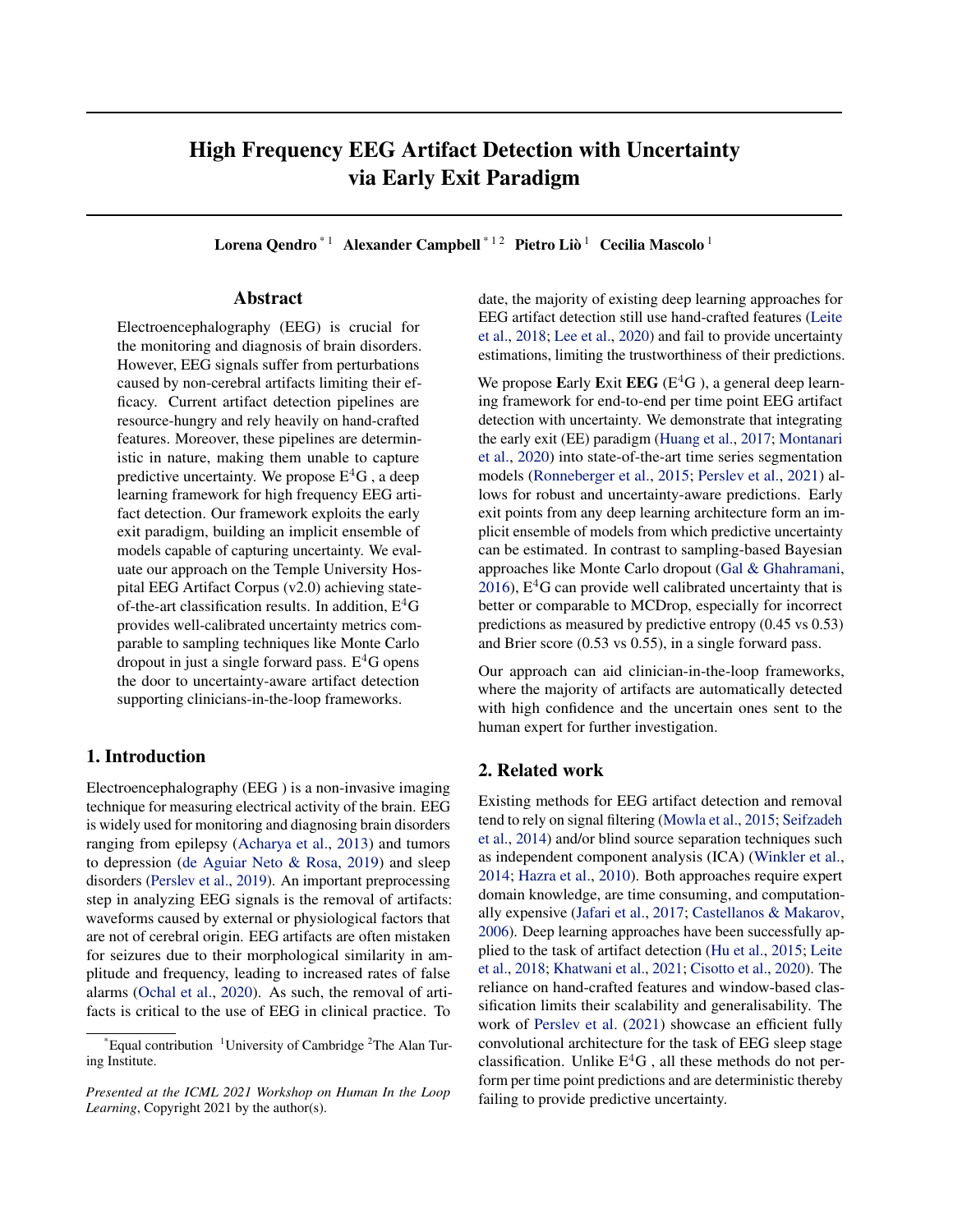# High Frequency EEG Artifact Detection with Uncertainty via Early Exit Paradigm

**Lorena Qendro** [*1] **Alexander Campbell** [*1 2] **Pietro Liò** [1] **Cecilia Mascolo** [1]

## Abstract

Electroencephalography (EEG) is crucial for the monitoring and diagnosis of brain disorders. However, EEG signals suffer from perturbations caused by non-cerebral artifacts limiting their efficacy. Current artifact detection pipelines are resource-hungry and rely heavily on hand-crafted features. Moreover, these pipelines are deterministic in nature, making them unable to capture predictive uncertainty. We propose $E^4G$ , a deep learning framework for high frequency EEG artifact detection. Our framework exploits the early exit paradigm, building an implicit ensemble of models capable of capturing uncertainty. We evaluate our approach on the Temple University Hospital EEG Artifact Corpus (v2.0) achieving state-of-the-art classification results. In addition, $E^4G$ provides well-calibrated uncertainty metrics comparable to sampling techniques like Monte Carlo dropout in just a single forward pass. $E^4G$ opens the door to uncertainty-aware artifact detection supporting clinicians-in-the-loop frameworks.

## 1. Introduction

Electroencephalography (EEG ) is a non-invasive imaging technique for measuring electrical activity of the brain. EEG is widely used for monitoring and diagnosing brain disorders ranging from epilepsy (Acharya et al., 2013) and tumors to depression (de Aguiar Neto & Rosa, 2019) and sleep disorders (Perslev et al., 2019). An important preprocessing step in analyzing EEG signals is the removal of artifacts: waveforms caused by external or physiological factors that are not of cerebral origin. EEG artifacts are often mistaken for seizures due to their morphological similarity in amplitude and frequency, leading to increased rates of false alarms (Ochal et al., 2020). As such, the removal of artifacts is critical to the use of EEG in clinical practice. To date, the majority of existing deep learning approaches for EEG artifact detection still use hand-crafted features (Leite et al., 2018; Lee et al., 2020) and fail to provide uncertainty estimations, limiting the trustworthiness of their predictions.

We propose **E**arly **E**xit **EEG** ($E^4G$ ), a general deep learning framework for end-to-end per time point EEG artifact detection with uncertainty. We demonstrate that integrating the early exit (EE) paradigm (Huang et al., 2017; Montanari et al., 2020) into state-of-the-art time series segmentation models (Ronneberger et al., 2015; Perslev et al., 2021) allows for robust and uncertainty-aware predictions. Early exit points from any deep learning architecture form an implicit ensemble of models from which predictive uncertainty can be estimated. In contrast to sampling-based Bayesian approaches like Monte Carlo dropout (Gal & Ghahramani, 2016), $E^4G$ can provide well calibrated uncertainty that is better or comparable to MCDrop, especially for incorrect predictions as measured by predictive entropy (0.45 vs 0.53) and Brier score (0.53 vs 0.55), in a single forward pass.

Our approach can aid clinician-in-the-loop frameworks, where the majority of artifacts are automatically detected with high confidence and the uncertain ones sent to the human expert for further investigation.

## 2. Related work

Existing methods for EEG artifact detection and removal tend to rely on signal filtering (Mowla et al., 2015; Seifzadeh et al., 2014) and/or blind source separation techniques such as independent component analysis (ICA) (Winkler et al., 2014; Hazra et al., 2010). Both approaches require expert domain knowledge, are time consuming, and computationally expensive (Jafari et al., 2017; Castellanos & Makarov, 2006). Deep learning approaches have been successfully applied to the task of artifact detection (Hu et al., 2015; Leite et al., 2018; Khatwani et al., 2021; Cisotto et al., 2020). The reliance on hand-crafted features and window-based classification limits their scalability and generalisability. The work of Perslev et al. (2021) showcase an efficient fully convolutional architecture for the task of EEG sleep stage classification. Unlike $E^4G$ , all these methods do not perform per time point predictions and are deterministic thereby failing to provide predictive uncertainty.

---

[*]Equal contribution [1]University of Cambridge [2]The Alan Turing Institute.

*Presented at the ICML 2021 Workshop on Human In the Loop Learning*, Copyright 2021 by the author(s).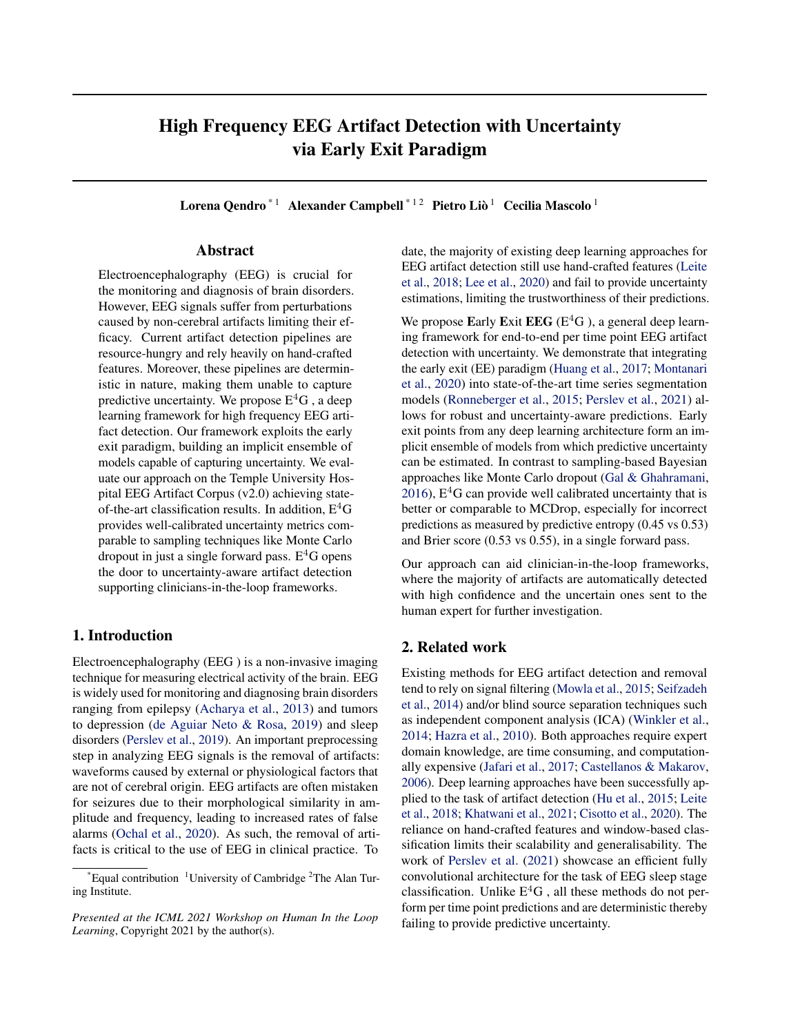# High Frequency EEG Artifact Detection with Uncertainty via Early Exit Paradigm

**Lorena Qendro** [*1] **Alexander Campbell** [*1 2] **Pietro Liò** [1] **Cecilia Mascolo** [1]

## Abstract

Electroencephalography (EEG) is crucial for the monitoring and diagnosis of brain disorders. However, EEG signals suffer from perturbations caused by non-cerebral artifacts limiting their efficacy. Current artifact detection pipelines are resource-hungry and rely heavily on hand-crafted features. Moreover, these pipelines are deterministic in nature, making them unable to capture predictive uncertainty. We propose $E^4G$ , a deep learning framework for high frequency EEG artifact detection. Our framework exploits the early exit paradigm, building an implicit ensemble of models capable of capturing uncertainty. We evaluate our approach on the Temple University Hospital EEG Artifact Corpus (v2.0) achieving state-of-the-art classification results. In addition, $E^4G$ provides well-calibrated uncertainty metrics comparable to sampling techniques like Monte Carlo dropout in just a single forward pass. $E^4G$ opens the door to uncertainty-aware artifact detection supporting clinicians-in-the-loop frameworks.

## 1. Introduction

Electroencephalography (EEG ) is a non-invasive imaging technique for measuring electrical activity of the brain. EEG is widely used for monitoring and diagnosing brain disorders ranging from epilepsy (Acharya et al., 2013) and tumors to depression (de Aguiar Neto & Rosa, 2019) and sleep disorders (Perslev et al., 2019). An important preprocessing step in analyzing EEG signals is the removal of artifacts: waveforms caused by external or physiological factors that are not of cerebral origin. EEG artifacts are often mistaken for seizures due to their morphological similarity in amplitude and frequency, leading to increased rates of false alarms (Ochal et al., 2020). As such, the removal of artifacts is critical to the use of EEG in clinical practice. To date, the majority of existing deep learning approaches for EEG artifact detection still use hand-crafted features (Leite et al., 2018; Lee et al., 2020) and fail to provide uncertainty estimations, limiting the trustworthiness of their predictions.

We propose **E**arly **E**xit **EEG** ($E^4G$ ), a general deep learning framework for end-to-end per time point EEG artifact detection with uncertainty. We demonstrate that integrating the early exit (EE) paradigm (Huang et al., 2017; Montanari et al., 2020) into state-of-the-art time series segmentation models (Ronneberger et al., 2015; Perslev et al., 2021) allows for robust and uncertainty-aware predictions. Early exit points from any deep learning architecture form an implicit ensemble of models from which predictive uncertainty can be estimated. In contrast to sampling-based Bayesian approaches like Monte Carlo dropout (Gal & Ghahramani, 2016), $E^4G$ can provide well calibrated uncertainty that is better or comparable to MCDrop, especially for incorrect predictions as measured by predictive entropy (0.45 vs 0.53) and Brier score (0.53 vs 0.55), in a single forward pass.

Our approach can aid clinician-in-the-loop frameworks, where the majority of artifacts are automatically detected with high confidence and the uncertain ones sent to the human expert for further investigation.

## 2. Related work

Existing methods for EEG artifact detection and removal tend to rely on signal filtering (Mowla et al., 2015; Seifzadeh et al., 2014) and/or blind source separation techniques such as independent component analysis (ICA) (Winkler et al., 2014; Hazra et al., 2010). Both approaches require expert domain knowledge, are time consuming, and computationally expensive (Jafari et al., 2017; Castellanos & Makarov, 2006). Deep learning approaches have been successfully applied to the task of artifact detection (Hu et al., 2015; Leite et al., 2018; Khatwani et al., 2021; Cisotto et al., 2020). The reliance on hand-crafted features and window-based classification limits their scalability and generalisability. The work of Perslev et al. (2021) showcase an efficient fully convolutional architecture for the task of EEG sleep stage classification. Unlike $E^4G$ , all these methods do not perform per time point predictions and are deterministic thereby failing to provide predictive uncertainty.

---

[*]Equal contribution [1]University of Cambridge [2]The Alan Turing Institute.

*Presented at the ICML 2021 Workshop on Human In the Loop Learning*, Copyright 2021 by the author(s).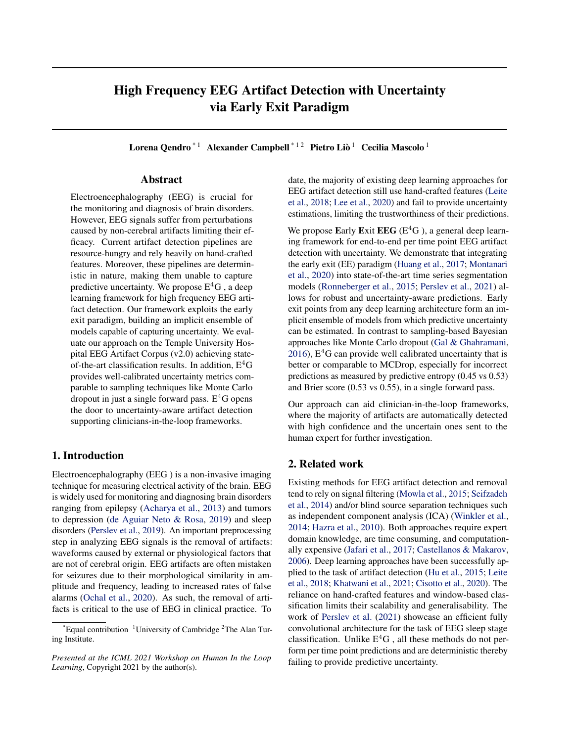# High Frequency EEG Artifact Detection with Uncertainty via Early Exit Paradigm

**Lorena Qendro** [*1] **Alexander Campbell** [*1 2] **Pietro Liò** [1] **Cecilia Mascolo** [1]

## Abstract

Electroencephalography (EEG) is crucial for the monitoring and diagnosis of brain disorders. However, EEG signals suffer from perturbations caused by non-cerebral artifacts limiting their efficacy. Current artifact detection pipelines are resource-hungry and rely heavily on hand-crafted features. Moreover, these pipelines are deterministic in nature, making them unable to capture predictive uncertainty. We propose E$^4$G , a deep learning framework for high frequency EEG artifact detection. Our framework exploits the early exit paradigm, building an implicit ensemble of models capable of capturing uncertainty. We evaluate our approach on the Temple University Hospital EEG Artifact Corpus (v2.0) achieving state-of-the-art classification results. In addition, E$^4$G provides well-calibrated uncertainty metrics comparable to sampling techniques like Monte Carlo dropout in just a single forward pass. E$^4$G opens the door to uncertainty-aware artifact detection supporting clinicians-in-the-loop frameworks.

## 1. Introduction

Electroencephalography (EEG ) is a non-invasive imaging technique for measuring electrical activity of the brain. EEG is widely used for monitoring and diagnosing brain disorders ranging from epilepsy (Acharya et al., 2013) and tumors to depression (de Aguiar Neto & Rosa, 2019) and sleep disorders (Perslev et al., 2019). An important preprocessing step in analyzing EEG signals is the removal of artifacts: waveforms caused by external or physiological factors that are not of cerebral origin. EEG artifacts are often mistaken for seizures due to their morphological similarity in amplitude and frequency, leading to increased rates of false alarms (Ochal et al., 2020). As such, the removal of artifacts is critical to the use of EEG in clinical practice. To date, the majority of existing deep learning approaches for EEG artifact detection still use hand-crafted features (Leite et al., 2018; Lee et al., 2020) and fail to provide uncertainty estimations, limiting the trustworthiness of their predictions.

We propose **E**arly **E**xit **EEG** (E$^4$G ), a general deep learning framework for end-to-end per time point EEG artifact detection with uncertainty. We demonstrate that integrating the early exit (EE) paradigm (Huang et al., 2017; Montanari et al., 2020) into state-of-the-art time series segmentation models (Ronneberger et al., 2015; Perslev et al., 2021) allows for robust and uncertainty-aware predictions. Early exit points from any deep learning architecture form an implicit ensemble of models from which predictive uncertainty can be estimated. In contrast to sampling-based Bayesian approaches like Monte Carlo dropout (Gal & Ghahramani, 2016), E$^4$G can provide well calibrated uncertainty that is better or comparable to MCDrop, especially for incorrect predictions as measured by predictive entropy (0.45 vs 0.53) and Brier score (0.53 vs 0.55), in a single forward pass.

Our approach can aid clinician-in-the-loop frameworks, where the majority of artifacts are automatically detected with high confidence and the uncertain ones sent to the human expert for further investigation.

## 2. Related work

Existing methods for EEG artifact detection and removal tend to rely on signal filtering (Mowla et al., 2015; Seifzadeh et al., 2014) and/or blind source separation techniques such as independent component analysis (ICA) (Winkler et al., 2014; Hazra et al., 2010). Both approaches require expert domain knowledge, are time consuming, and computationally expensive (Jafari et al., 2017; Castellanos & Makarov, 2006). Deep learning approaches have been successfully applied to the task of artifact detection (Hu et al., 2015; Leite et al., 2018; Khatwani et al., 2021; Cisotto et al., 2020). The reliance on hand-crafted features and window-based classification limits their scalability and generalisability. The work of Perslev et al. (2021) showcase an efficient fully convolutional architecture for the task of EEG sleep stage classification. Unlike E$^4$G , all these methods do not perform per time point predictions and are deterministic thereby failing to provide predictive uncertainty.

---

[*] Equal contribution [1] University of Cambridge [2] The Alan Turing Institute.

*Presented at the ICML 2021 Workshop on Human In the Loop Learning*, Copyright 2021 by the author(s).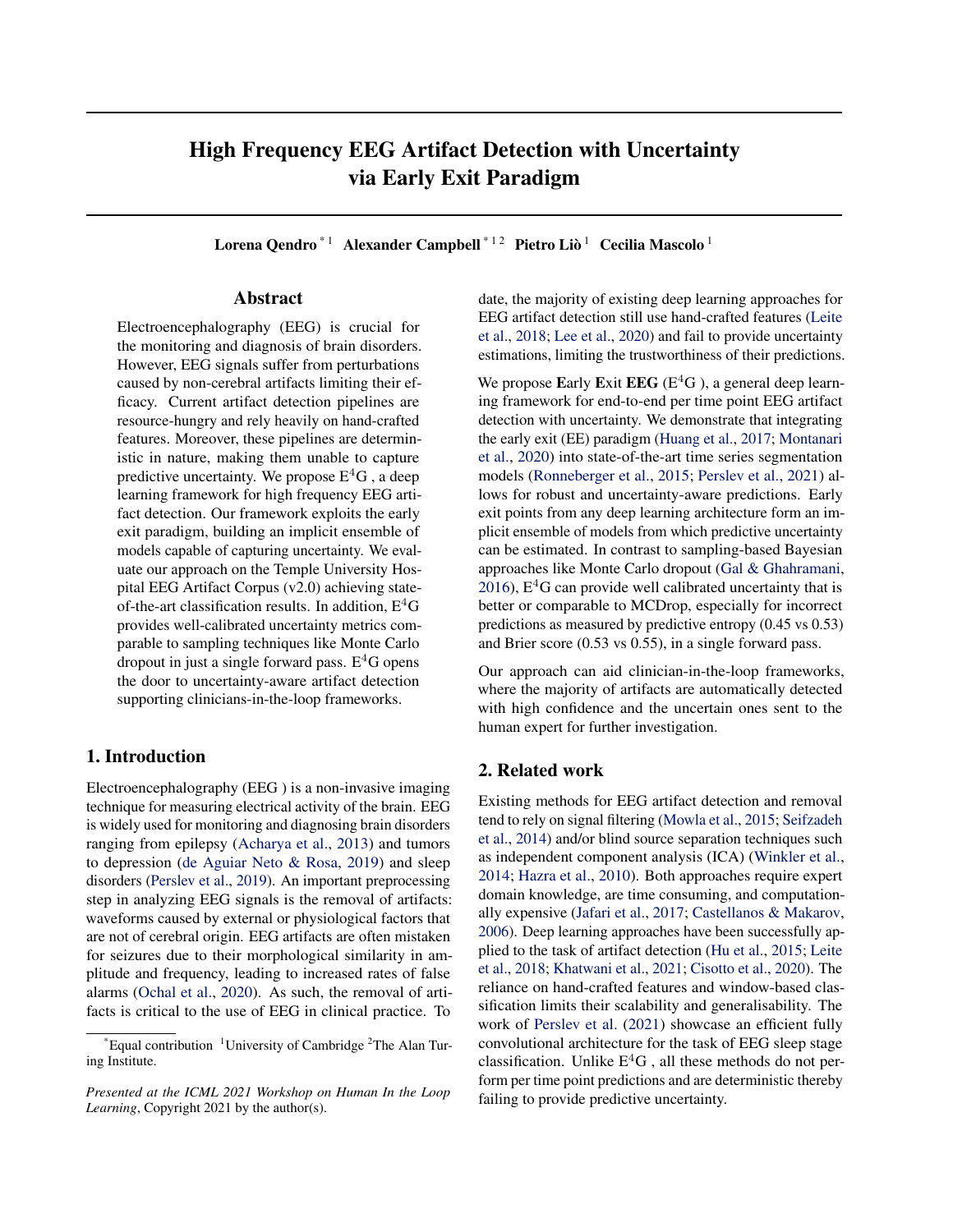# High Frequency EEG Artifact Detection with Uncertainty via Early Exit Paradigm

**Lorena Qendro** [*1] **Alexander Campbell** [*1 2] **Pietro Liò** [1] **Cecilia Mascolo** [1]

## Abstract

Electroencephalography (EEG) is crucial for the monitoring and diagnosis of brain disorders. However, EEG signals suffer from perturbations caused by non-cerebral artifacts limiting their efficacy. Current artifact detection pipelines are resource-hungry and rely heavily on hand-crafted features. Moreover, these pipelines are deterministic in nature, making them unable to capture predictive uncertainty. We propose $E^4G$ , a deep learning framework for high frequency EEG artifact detection. Our framework exploits the early exit paradigm, building an implicit ensemble of models capable of capturing uncertainty. We evaluate our approach on the Temple University Hospital EEG Artifact Corpus (v2.0) achieving state-of-the-art classification results. In addition, $E^4G$ provides well-calibrated uncertainty metrics comparable to sampling techniques like Monte Carlo dropout in just a single forward pass. $E^4G$ opens the door to uncertainty-aware artifact detection supporting clinicians-in-the-loop frameworks.

## 1. Introduction

Electroencephalography (EEG ) is a non-invasive imaging technique for measuring electrical activity of the brain. EEG is widely used for monitoring and diagnosing brain disorders ranging from epilepsy (Acharya et al., 2013) and tumors to depression (de Aguiar Neto & Rosa, 2019) and sleep disorders (Perslev et al., 2019). An important preprocessing step in analyzing EEG signals is the removal of artifacts: waveforms caused by external or physiological factors that are not of cerebral origin. EEG artifacts are often mistaken for seizures due to their morphological similarity in amplitude and frequency, leading to increased rates of false alarms (Ochal et al., 2020). As such, the removal of artifacts is critical to the use of EEG in clinical practice. To date, the majority of existing deep learning approaches for EEG artifact detection still use hand-crafted features (Leite et al., 2018; Lee et al., 2020) and fail to provide uncertainty estimations, limiting the trustworthiness of their predictions.

We propose **E**arly **E**xit **EEG** ($E^4G$ ), a general deep learning framework for end-to-end per time point EEG artifact detection with uncertainty. We demonstrate that integrating the early exit (EE) paradigm (Huang et al., 2017; Montanari et al., 2020) into state-of-the-art time series segmentation models (Ronneberger et al., 2015; Perslev et al., 2021) allows for robust and uncertainty-aware predictions. Early exit points from any deep learning architecture form an implicit ensemble of models from which predictive uncertainty can be estimated. In contrast to sampling-based Bayesian approaches like Monte Carlo dropout (Gal & Ghahramani, 2016), $E^4G$ can provide well calibrated uncertainty that is better or comparable to MCDrop, especially for incorrect predictions as measured by predictive entropy (0.45 vs 0.53) and Brier score (0.53 vs 0.55), in a single forward pass.

Our approach can aid clinician-in-the-loop frameworks, where the majority of artifacts are automatically detected with high confidence and the uncertain ones sent to the human expert for further investigation.

## 2. Related work

Existing methods for EEG artifact detection and removal tend to rely on signal filtering (Mowla et al., 2015; Seifzadeh et al., 2014) and/or blind source separation techniques such as independent component analysis (ICA) (Winkler et al., 2014; Hazra et al., 2010). Both approaches require expert domain knowledge, are time consuming, and computationally expensive (Jafari et al., 2017; Castellanos & Makarov, 2006). Deep learning approaches have been successfully applied to the task of artifact detection (Hu et al., 2015; Leite et al., 2018; Khatwani et al., 2021; Cisotto et al., 2020). The reliance on hand-crafted features and window-based classification limits their scalability and generalisability. The work of Perslev et al. (2021) showcase an efficient fully convolutional architecture for the task of EEG sleep stage classification. Unlike $E^4G$ , all these methods do not perform per time point predictions and are deterministic thereby failing to provide predictive uncertainty.

---

[*]Equal contribution [1]University of Cambridge [2]The Alan Turing Institute.

*Presented at the ICML 2021 Workshop on Human In the Loop Learning*, Copyright 2021 by the author(s).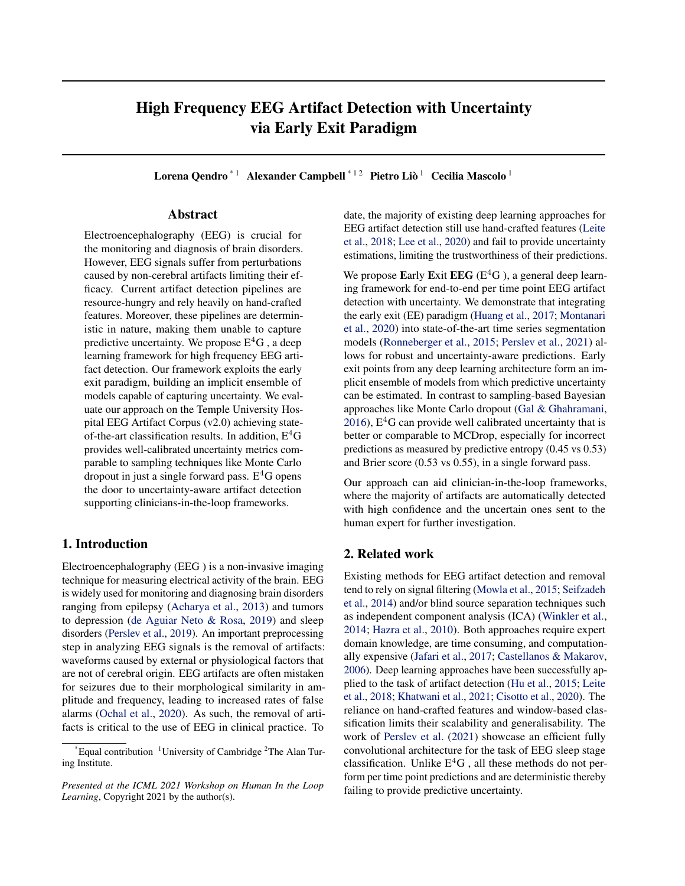# High Frequency EEG Artifact Detection with Uncertainty via Early Exit Paradigm

**Lorena Qendro** [*1] **Alexander Campbell** [*1 2] **Pietro Liò** [1] **Cecilia Mascolo** [1]

## Abstract

Electroencephalography (EEG) is crucial for the monitoring and diagnosis of brain disorders. However, EEG signals suffer from perturbations caused by non-cerebral artifacts limiting their efficacy. Current artifact detection pipelines are resource-hungry and rely heavily on hand-crafted features. Moreover, these pipelines are deterministic in nature, making them unable to capture predictive uncertainty. We propose $E^4G$ , a deep learning framework for high frequency EEG artifact detection. Our framework exploits the early exit paradigm, building an implicit ensemble of models capable of capturing uncertainty. We evaluate our approach on the Temple University Hospital EEG Artifact Corpus (v2.0) achieving state-of-the-art classification results. In addition, $E^4G$ provides well-calibrated uncertainty metrics comparable to sampling techniques like Monte Carlo dropout in just a single forward pass. $E^4G$ opens the door to uncertainty-aware artifact detection supporting clinicians-in-the-loop frameworks.

## 1. Introduction

Electroencephalography (EEG ) is a non-invasive imaging technique for measuring electrical activity of the brain. EEG is widely used for monitoring and diagnosing brain disorders ranging from epilepsy (Acharya et al., 2013) and tumors to depression (de Aguiar Neto & Rosa, 2019) and sleep disorders (Perslev et al., 2019). An important preprocessing step in analyzing EEG signals is the removal of artifacts: waveforms caused by external or physiological factors that are not of cerebral origin. EEG artifacts are often mistaken for seizures due to their morphological similarity in amplitude and frequency, leading to increased rates of false alarms (Ochal et al., 2020). As such, the removal of artifacts is critical to the use of EEG in clinical practice. To date, the majority of existing deep learning approaches for EEG artifact detection still use hand-crafted features (Leite et al., 2018; Lee et al., 2020) and fail to provide uncertainty estimations, limiting the trustworthiness of their predictions.

We propose **E**arly **E**xit **EEG** ($E^4G$ ), a general deep learning framework for end-to-end per time point EEG artifact detection with uncertainty. We demonstrate that integrating the early exit (EE) paradigm (Huang et al., 2017; Montanari et al., 2020) into state-of-the-art time series segmentation models (Ronneberger et al., 2015; Perslev et al., 2021) allows for robust and uncertainty-aware predictions. Early exit points from any deep learning architecture form an implicit ensemble of models from which predictive uncertainty can be estimated. In contrast to sampling-based Bayesian approaches like Monte Carlo dropout (Gal & Ghahramani, 2016), $E^4G$ can provide well calibrated uncertainty that is better or comparable to MCDrop, especially for incorrect predictions as measured by predictive entropy (0.45 vs 0.53) and Brier score (0.53 vs 0.55), in a single forward pass.

Our approach can aid clinician-in-the-loop frameworks, where the majority of artifacts are automatically detected with high confidence and the uncertain ones sent to the human expert for further investigation.

## 2. Related work

Existing methods for EEG artifact detection and removal tend to rely on signal filtering (Mowla et al., 2015; Seifzadeh et al., 2014) and/or blind source separation techniques such as independent component analysis (ICA) (Winkler et al., 2014; Hazra et al., 2010). Both approaches require expert domain knowledge, are time consuming, and computationally expensive (Jafari et al., 2017; Castellanos & Makarov, 2006). Deep learning approaches have been successfully applied to the task of artifact detection (Hu et al., 2015; Leite et al., 2018; Khatwani et al., 2021; Cisotto et al., 2020). The reliance on hand-crafted features and window-based classification limits their scalability and generalisability. The work of Perslev et al. (2021) showcase an efficient fully convolutional architecture for the task of EEG sleep stage classification. Unlike $E^4G$ , all these methods do not perform per time point predictions and are deterministic thereby failing to provide predictive uncertainty.

[*]Equal contribution [1]University of Cambridge [2]The Alan Turing Institute.

*Presented at the ICML 2021 Workshop on Human In the Loop Learning*, Copyright 2021 by the author(s).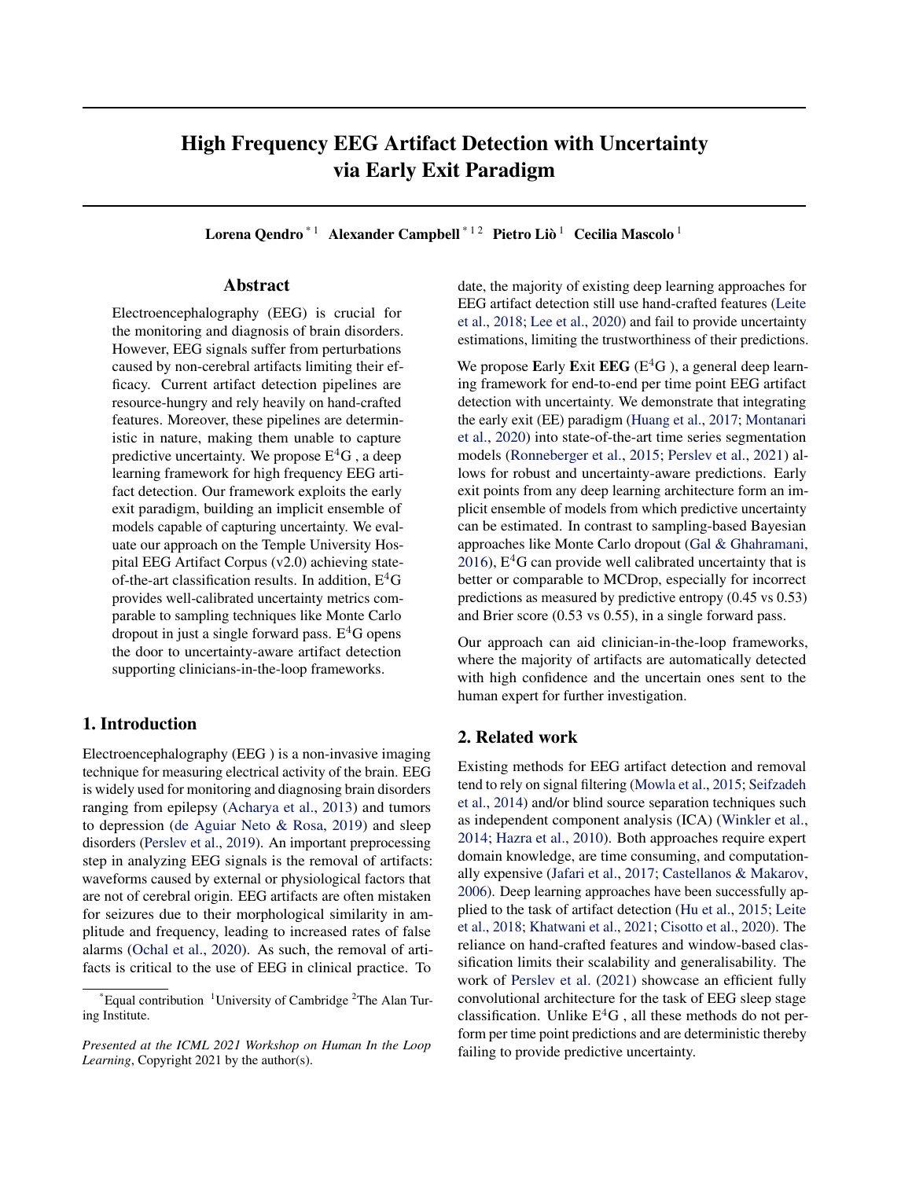# High Frequency EEG Artifact Detection with Uncertainty via Early Exit Paradigm

**Lorena Qendro** [*1] **Alexander Campbell** [*1 2] **Pietro Liò** [1] **Cecilia Mascolo** [1]

## Abstract

Electroencephalography (EEG) is crucial for the monitoring and diagnosis of brain disorders. However, EEG signals suffer from perturbations caused by non-cerebral artifacts limiting their efficacy. Current artifact detection pipelines are resource-hungry and rely heavily on hand-crafted features. Moreover, these pipelines are deterministic in nature, making them unable to capture predictive uncertainty. We propose E$^4$G , a deep learning framework for high frequency EEG artifact detection. Our framework exploits the early exit paradigm, building an implicit ensemble of models capable of capturing uncertainty. We evaluate our approach on the Temple University Hospital EEG Artifact Corpus (v2.0) achieving state-of-the-art classification results. In addition, E$^4$G provides well-calibrated uncertainty metrics comparable to sampling techniques like Monte Carlo dropout in just a single forward pass. E$^4$G opens the door to uncertainty-aware artifact detection supporting clinicians-in-the-loop frameworks.

## 1. Introduction

Electroencephalography (EEG ) is a non-invasive imaging technique for measuring electrical activity of the brain. EEG is widely used for monitoring and diagnosing brain disorders ranging from epilepsy (Acharya et al., 2013) and tumors to depression (de Aguiar Neto & Rosa, 2019) and sleep disorders (Perslev et al., 2019). An important preprocessing step in analyzing EEG signals is the removal of artifacts: waveforms caused by external or physiological factors that are not of cerebral origin. EEG artifacts are often mistaken for seizures due to their morphological similarity in amplitude and frequency, leading to increased rates of false alarms (Ochal et al., 2020). As such, the removal of artifacts is critical to the use of EEG in clinical practice. To date, the majority of existing deep learning approaches for EEG artifact detection still use hand-crafted features (Leite et al., 2018; Lee et al., 2020) and fail to provide uncertainty estimations, limiting the trustworthiness of their predictions.

We propose **E**arly **E**xit **EEG** (E$^4$G ), a general deep learning framework for end-to-end per time point EEG artifact detection with uncertainty. We demonstrate that integrating the early exit (EE) paradigm (Huang et al., 2017; Montanari et al., 2020) into state-of-the-art time series segmentation models (Ronneberger et al., 2015; Perslev et al., 2021) allows for robust and uncertainty-aware predictions. Early exit points from any deep learning architecture form an implicit ensemble of models from which predictive uncertainty can be estimated. In contrast to sampling-based Bayesian approaches like Monte Carlo dropout (Gal & Ghahramani, 2016), E$^4$G can provide well calibrated uncertainty that is better or comparable to MCDrop, especially for incorrect predictions as measured by predictive entropy (0.45 vs 0.53) and Brier score (0.53 vs 0.55), in a single forward pass.

Our approach can aid clinician-in-the-loop frameworks, where the majority of artifacts are automatically detected with high confidence and the uncertain ones sent to the human expert for further investigation.

## 2. Related work

Existing methods for EEG artifact detection and removal tend to rely on signal filtering (Mowla et al., 2015; Seifzadeh et al., 2014) and/or blind source separation techniques such as independent component analysis (ICA) (Winkler et al., 2014; Hazra et al., 2010). Both approaches require expert domain knowledge, are time consuming, and computationally expensive (Jafari et al., 2017; Castellanos & Makarov, 2006). Deep learning approaches have been successfully applied to the task of artifact detection (Hu et al., 2015; Leite et al., 2018; Khatwani et al., 2021; Cisotto et al., 2020). The reliance on hand-crafted features and window-based classification limits their scalability and generalisability. The work of Perslev et al. (2021) showcase an efficient fully convolutional architecture for the task of EEG sleep stage classification. Unlike E$^4$G , all these methods do not perform per time point predictions and are deterministic thereby failing to provide predictive uncertainty.

---

[*]Equal contribution [1]University of Cambridge [2]The Alan Turing Institute.

*Presented at the ICML 2021 Workshop on Human In the Loop Learning*, Copyright 2021 by the author(s).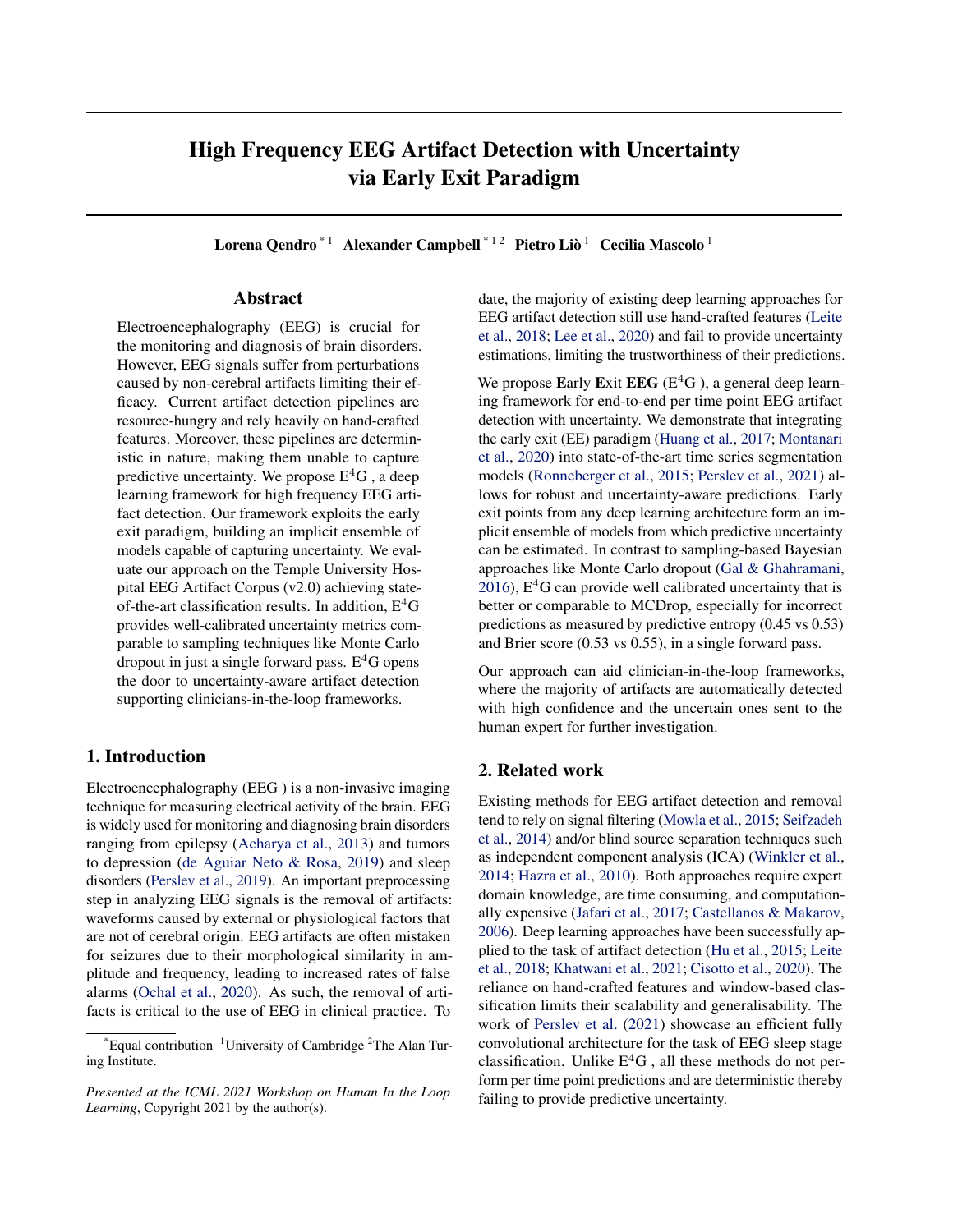# High Frequency EEG Artifact Detection with Uncertainty via Early Exit Paradigm

**Lorena Qendro** [*1] **Alexander Campbell** [*1 2] **Pietro Liò** [1] **Cecilia Mascolo** [1]

## Abstract

Electroencephalography (EEG) is crucial for the monitoring and diagnosis of brain disorders. However, EEG signals suffer from perturbations caused by non-cerebral artifacts limiting their efficacy. Current artifact detection pipelines are resource-hungry and rely heavily on hand-crafted features. Moreover, these pipelines are deterministic in nature, making them unable to capture predictive uncertainty. We propose E$^4$G , a deep learning framework for high frequency EEG artifact detection. Our framework exploits the early exit paradigm, building an implicit ensemble of models capable of capturing uncertainty. We evaluate our approach on the Temple University Hospital EEG Artifact Corpus (v2.0) achieving state-of-the-art classification results. In addition, E$^4$G provides well-calibrated uncertainty metrics comparable to sampling techniques like Monte Carlo dropout in just a single forward pass. E$^4$G opens the door to uncertainty-aware artifact detection supporting clinicians-in-the-loop frameworks.

## 1. Introduction

Electroencephalography (EEG ) is a non-invasive imaging technique for measuring electrical activity of the brain. EEG is widely used for monitoring and diagnosing brain disorders ranging from epilepsy (Acharya et al., 2013) and tumors to depression (de Aguiar Neto & Rosa, 2019) and sleep disorders (Perslev et al., 2019). An important preprocessing step in analyzing EEG signals is the removal of artifacts: waveforms caused by external or physiological factors that are not of cerebral origin. EEG artifacts are often mistaken for seizures due to their morphological similarity in amplitude and frequency, leading to increased rates of false alarms (Ochal et al., 2020). As such, the removal of artifacts is critical to the use of EEG in clinical practice. To date, the majority of existing deep learning approaches for EEG artifact detection still use hand-crafted features (Leite et al., 2018; Lee et al., 2020) and fail to provide uncertainty estimations, limiting the trustworthiness of their predictions.

We propose **E**arly **E**xit **EEG** (E$^4$G ), a general deep learning framework for end-to-end per time point EEG artifact detection with uncertainty. We demonstrate that integrating the early exit (EE) paradigm (Huang et al., 2017; Montanari et al., 2020) into state-of-the-art time series segmentation models (Ronneberger et al., 2015; Perslev et al., 2021) allows for robust and uncertainty-aware predictions. Early exit points from any deep learning architecture form an implicit ensemble of models from which predictive uncertainty can be estimated. In contrast to sampling-based Bayesian approaches like Monte Carlo dropout (Gal & Ghahramani, 2016), E$^4$G can provide well calibrated uncertainty that is better or comparable to MCDrop, especially for incorrect predictions as measured by predictive entropy (0.45 vs 0.53) and Brier score (0.53 vs 0.55), in a single forward pass.

Our approach can aid clinician-in-the-loop frameworks, where the majority of artifacts are automatically detected with high confidence and the uncertain ones sent to the human expert for further investigation.

## 2. Related work

Existing methods for EEG artifact detection and removal tend to rely on signal filtering (Mowla et al., 2015; Seifzadeh et al., 2014) and/or blind source separation techniques such as independent component analysis (ICA) (Winkler et al., 2014; Hazra et al., 2010). Both approaches require expert domain knowledge, are time consuming, and computationally expensive (Jafari et al., 2017; Castellanos & Makarov, 2006). Deep learning approaches have been successfully applied to the task of artifact detection (Hu et al., 2015; Leite et al., 2018; Khatwani et al., 2021; Cisotto et al., 2020). The reliance on hand-crafted features and window-based classification limits their scalability and generalisability. The work of Perslev et al. (2021) showcase an efficient fully convolutional architecture for the task of EEG sleep stage classification. Unlike E$^4$G , all these methods do not perform per time point predictions and are deterministic thereby failing to provide predictive uncertainty.

[*]Equal contribution [1]University of Cambridge [2]The Alan Turing Institute.

*Presented at the ICML 2021 Workshop on Human In the Loop Learning*, Copyright 2021 by the author(s).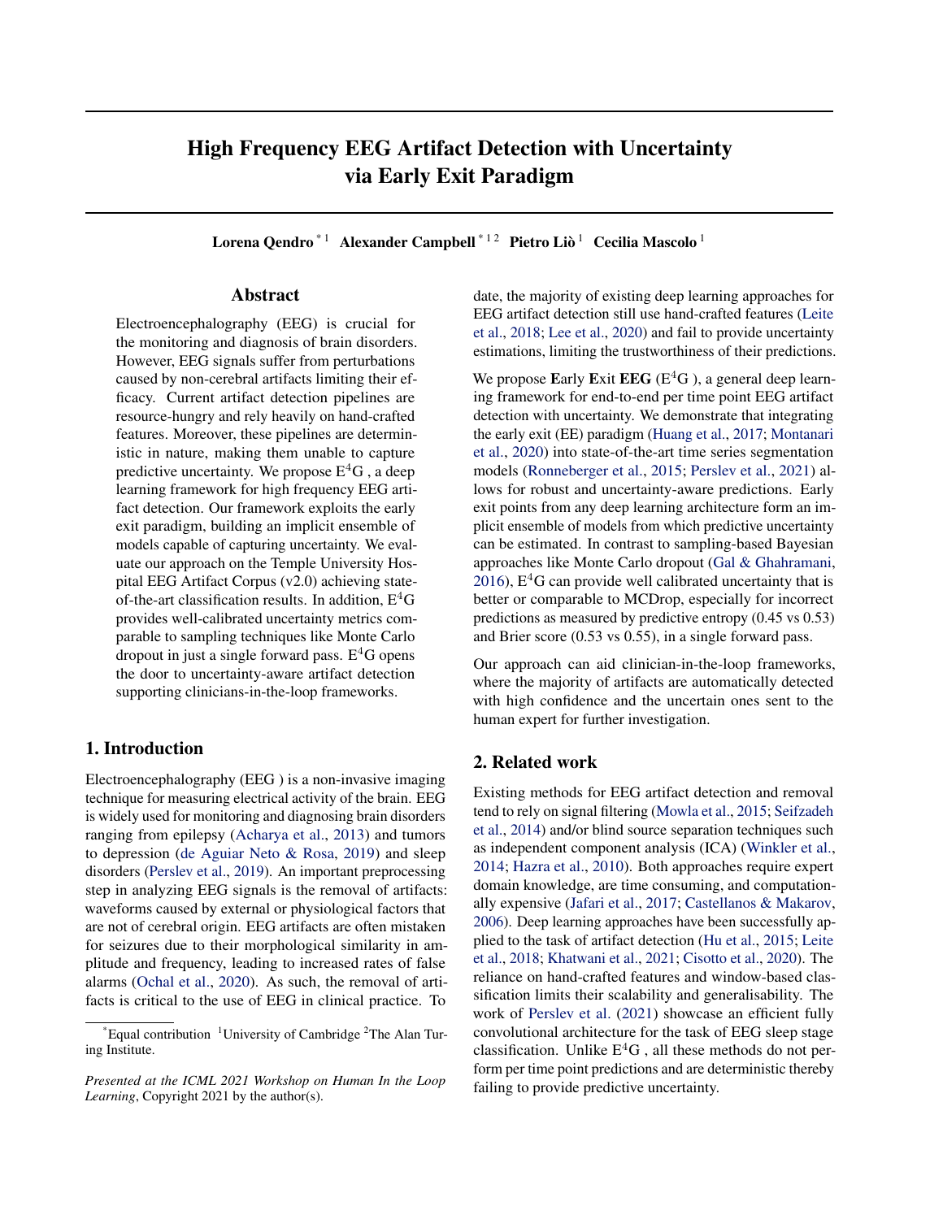# High Frequency EEG Artifact Detection with Uncertainty via Early Exit Paradigm

**Lorena Qendro** [*1] **Alexander Campbell** [*1 2] **Pietro Liò** [1] **Cecilia Mascolo** [1]

## Abstract

Electroencephalography (EEG) is crucial for the monitoring and diagnosis of brain disorders. However, EEG signals suffer from perturbations caused by non-cerebral artifacts limiting their efficacy. Current artifact detection pipelines are resource-hungry and rely heavily on hand-crafted features. Moreover, these pipelines are deterministic in nature, making them unable to capture predictive uncertainty. We propose E$^4$G , a deep learning framework for high frequency EEG artifact detection. Our framework exploits the early exit paradigm, building an implicit ensemble of models capable of capturing uncertainty. We evaluate our approach on the Temple University Hospital EEG Artifact Corpus (v2.0) achieving state-of-the-art classification results. In addition, E$^4$G provides well-calibrated uncertainty metrics comparable to sampling techniques like Monte Carlo dropout in just a single forward pass. E$^4$G opens the door to uncertainty-aware artifact detection supporting clinicians-in-the-loop frameworks.

## 1. Introduction

Electroencephalography (EEG ) is a non-invasive imaging technique for measuring electrical activity of the brain. EEG is widely used for monitoring and diagnosing brain disorders ranging from epilepsy (Acharya et al., 2013) and tumors to depression (de Aguiar Neto & Rosa, 2019) and sleep disorders (Perslev et al., 2019). An important preprocessing step in analyzing EEG signals is the removal of artifacts: waveforms caused by external or physiological factors that are not of cerebral origin. EEG artifacts are often mistaken for seizures due to their morphological similarity in amplitude and frequency, leading to increased rates of false alarms (Ochal et al., 2020). As such, the removal of artifacts is critical to the use of EEG in clinical practice. To date, the majority of existing deep learning approaches for EEG artifact detection still use hand-crafted features (Leite et al., 2018; Lee et al., 2020) and fail to provide uncertainty estimations, limiting the trustworthiness of their predictions.

We propose **E**arly **E**xit **EEG** (E$^4$G ), a general deep learning framework for end-to-end per time point EEG artifact detection with uncertainty. We demonstrate that integrating the early exit (EE) paradigm (Huang et al., 2017; Montanari et al., 2020) into state-of-the-art time series segmentation models (Ronneberger et al., 2015; Perslev et al., 2021) allows for robust and uncertainty-aware predictions. Early exit points from any deep learning architecture form an implicit ensemble of models from which predictive uncertainty can be estimated. In contrast to sampling-based Bayesian approaches like Monte Carlo dropout (Gal & Ghahramani, 2016), E$^4$G can provide well calibrated uncertainty that is better or comparable to MCDrop, especially for incorrect predictions as measured by predictive entropy (0.45 vs 0.53) and Brier score (0.53 vs 0.55), in a single forward pass.

Our approach can aid clinician-in-the-loop frameworks, where the majority of artifacts are automatically detected with high confidence and the uncertain ones sent to the human expert for further investigation.

## 2. Related work

Existing methods for EEG artifact detection and removal tend to rely on signal filtering (Mowla et al., 2015; Seifzadeh et al., 2014) and/or blind source separation techniques such as independent component analysis (ICA) (Winkler et al., 2014; Hazra et al., 2010). Both approaches require expert domain knowledge, are time consuming, and computationally expensive (Jafari et al., 2017; Castellanos & Makarov, 2006). Deep learning approaches have been successfully applied to the task of artifact detection (Hu et al., 2015; Leite et al., 2018; Khatwani et al., 2021; Cisotto et al., 2020). The reliance on hand-crafted features and window-based classification limits their scalability and generalisability. The work of Perslev et al. (2021) showcase an efficient fully convolutional architecture for the task of EEG sleep stage classification. Unlike E$^4$G , all these methods do not perform per time point predictions and are deterministic thereby failing to provide predictive uncertainty.

---

[*]Equal contribution [1]University of Cambridge [2]The Alan Turing Institute.

*Presented at the ICML 2021 Workshop on Human In the Loop Learning*, Copyright 2021 by the author(s).